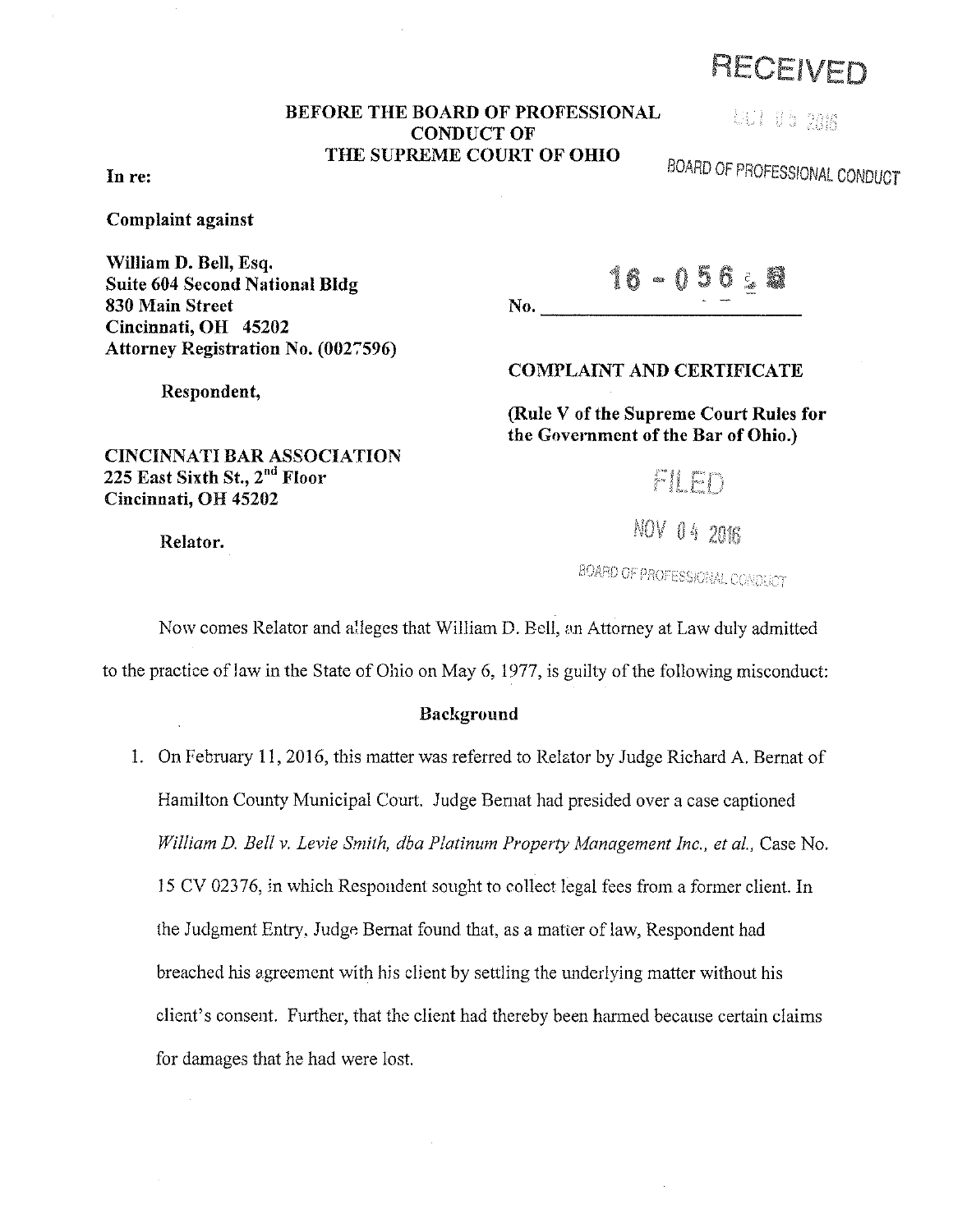RECEIVED

OCT 05 2016

BOARD OF PROFESSIONAL CONDUCT

**BEFORE THE BOARD OF PROFESSIONAL CONDUCT OF THE SUPREME COURT OF OHIO**

**In re:**

**Complaint against**

**William D. Bell, Esq.**
**Suite 604 Second National Bldg**
**830 Main Street**
**Cincinnati, OH 45202**
**Attorney Registration No. (0027596)**

**Respondent,**

**CINCINNATI BAR ASSOCIATION**
**225 East Sixth St., 2nd Floor**
**Cincinnati, OH 45202**

**Relator.**

No. 16 - 056

**COMPLAINT AND CERTIFICATE**

**(Rule V of the Supreme Court Rules for the Government of the Bar of Ohio.)**

FILED

NOV 04 2016

BOARD OF PROFESSIONAL CONDUCT

Now comes Relator and alleges that William D. Bell, an Attorney at Law duly admitted to the practice of law in the State of Ohio on May 6, 1977, is guilty of the following misconduct:

**Background**

1. On February 11, 2016, this matter was referred to Relator by Judge Richard A. Bernat of Hamilton County Municipal Court. Judge Bernat had presided over a case captioned *William D. Bell v. Levie Smith, dba Platinum Property Management Inc., et al.*, Case No. 15 CV 02376, in which Respondent sought to collect legal fees from a former client. In the Judgment Entry, Judge Bernat found that, as a matter of law, Respondent had breached his agreement with his client by settling the underlying matter without his client's consent. Further, that the client had thereby been harmed because certain claims for damages that he had were lost.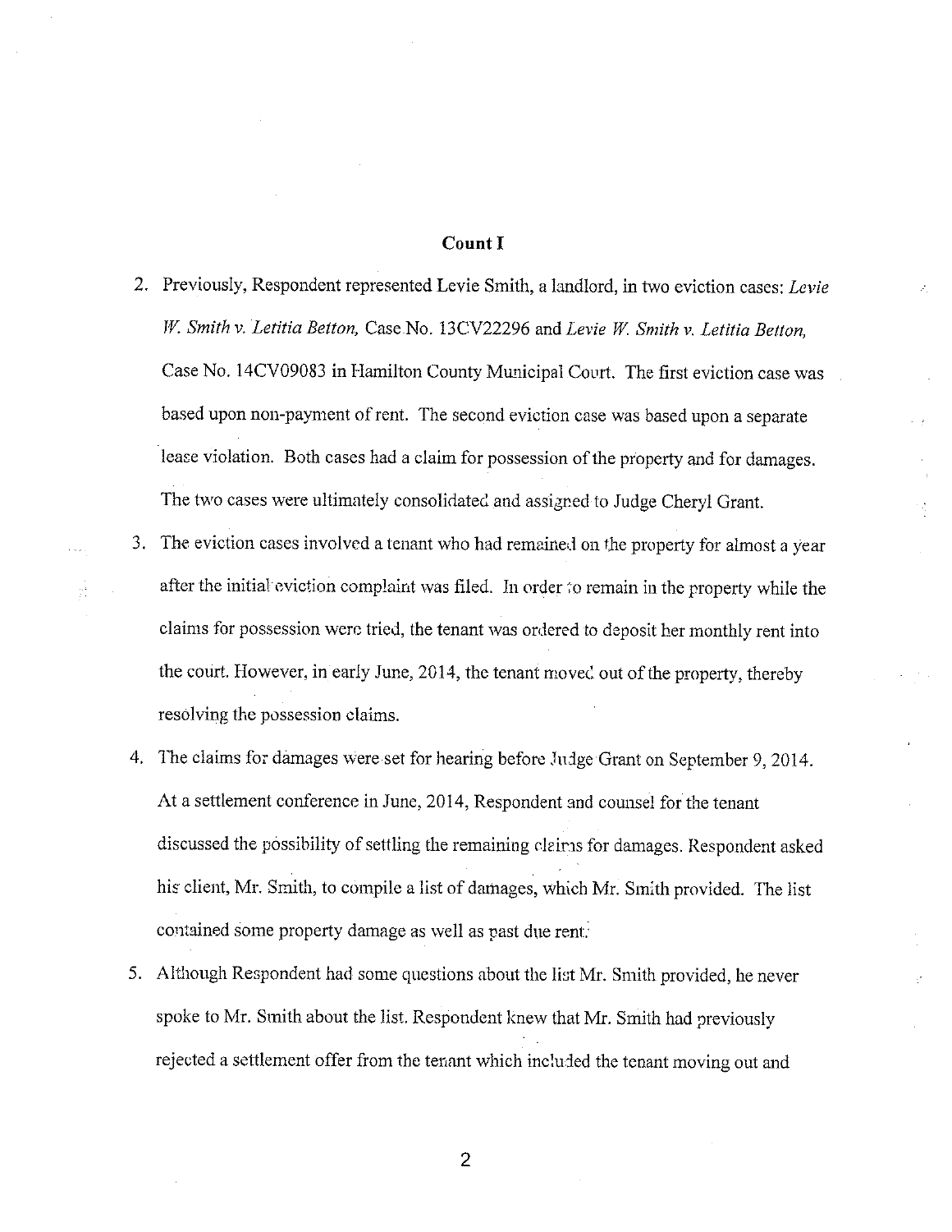## Count I

2. Previously, Respondent represented Levie Smith, a landlord, in two eviction cases: *Levie W. Smith v. Letitia Betton,* Case No. 13CV22296 and *Levie W. Smith v. Letitia Betton,* Case No. 14CV09083 in Hamilton County Municipal Court. The first eviction case was based upon non-payment of rent. The second eviction case was based upon a separate lease violation. Both cases had a claim for possession of the property and for damages. The two cases were ultimately consolidated and assigned to Judge Cheryl Grant.

3. The eviction cases involved a tenant who had remained on the property for almost a year after the initial eviction complaint was filed. In order to remain in the property while the claims for possession were tried, the tenant was ordered to deposit her monthly rent into the court. However, in early June, 2014, the tenant moved out of the property, thereby resolving the possession claims.

4. The claims for damages were set for hearing before Judge Grant on September 9, 2014. At a settlement conference in June, 2014, Respondent and counsel for the tenant discussed the possibility of settling the remaining claims for damages. Respondent asked his client, Mr. Smith, to compile a list of damages, which Mr. Smith provided. The list contained some property damage as well as past due rent.

5. Although Respondent had some questions about the list Mr. Smith provided, he never spoke to Mr. Smith about the list. Respondent knew that Mr. Smith had previously rejected a settlement offer from the tenant which included the tenant moving out and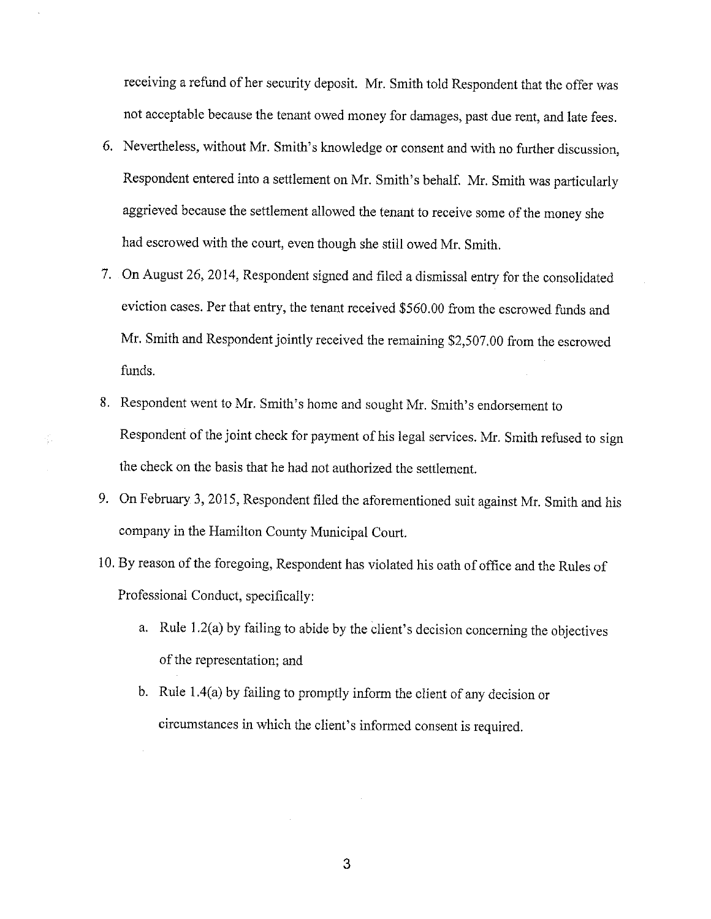receiving a refund of her security deposit. Mr. Smith told Respondent that the offer was not acceptable because the tenant owed money for damages, past due rent, and late fees.

6. Nevertheless, without Mr. Smith's knowledge or consent and with no further discussion, Respondent entered into a settlement on Mr. Smith's behalf. Mr. Smith was particularly aggrieved because the settlement allowed the tenant to receive some of the money she had escrowed with the court, even though she still owed Mr. Smith.
7. On August 26, 2014, Respondent signed and filed a dismissal entry for the consolidated eviction cases. Per that entry, the tenant received $560.00 from the escrowed funds and Mr. Smith and Respondent jointly received the remaining $2,507.00 from the escrowed funds.
8. Respondent went to Mr. Smith's home and sought Mr. Smith's endorsement to Respondent of the joint check for payment of his legal services. Mr. Smith refused to sign the check on the basis that he had not authorized the settlement.
9. On February 3, 2015, Respondent filed the aforementioned suit against Mr. Smith and his company in the Hamilton County Municipal Court.
10. By reason of the foregoing, Respondent has violated his oath of office and the Rules of Professional Conduct, specifically:
    a. Rule 1.2(a) by failing to abide by the client's decision concerning the objectives of the representation; and
    b. Rule 1.4(a) by failing to promptly inform the client of any decision or circumstances in which the client's informed consent is required.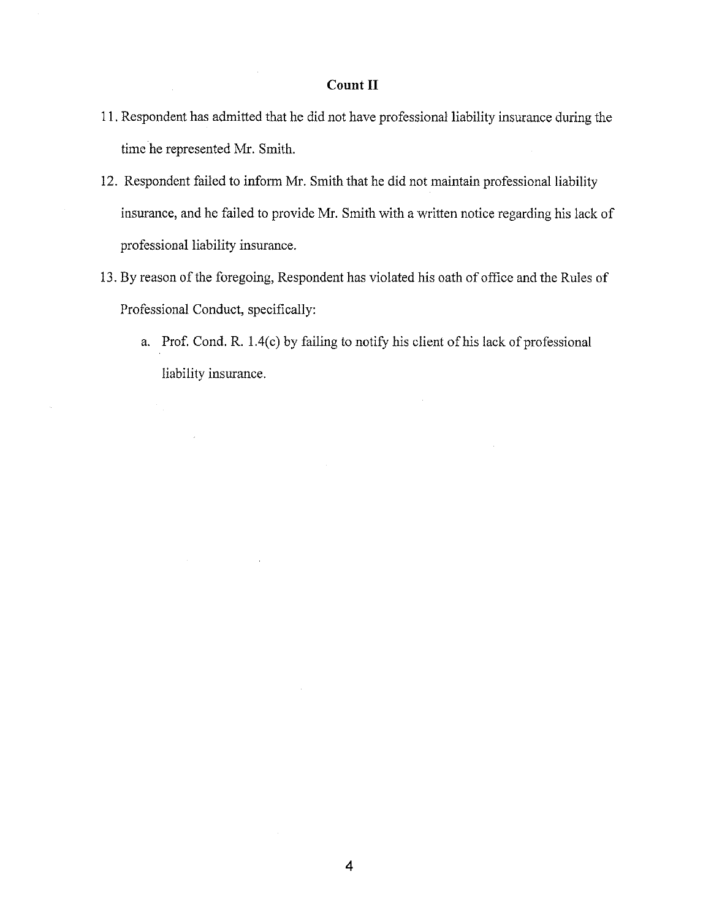## Count II

11. Respondent has admitted that he did not have professional liability insurance during the time he represented Mr. Smith.
12. Respondent failed to inform Mr. Smith that he did not maintain professional liability insurance, and he failed to provide Mr. Smith with a written notice regarding his lack of professional liability insurance.
13. By reason of the foregoing, Respondent has violated his oath of office and the Rules of Professional Conduct, specifically:
    a. Prof. Cond. R. 1.4(c) by failing to notify his client of his lack of professional liability insurance.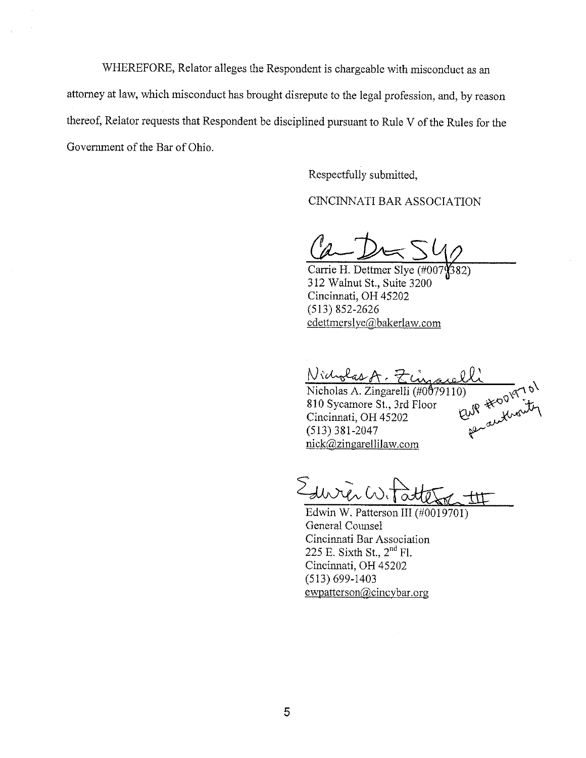WHEREFORE, Relator alleges the Respondent is chargeable with misconduct as an attorney at law, which misconduct has brought disrepute to the legal profession, and, by reason thereof, Relator requests that Respondent be disciplined pursuant to Rule V of the Rules for the Government of the Bar of Ohio.

Respectfully submitted,

CINCINNATI BAR ASSOCIATION

Carrie H. Dettmer Slye (#0079382)
312 Walnut St., Suite 3200
Cincinnati, OH 45202
(513) 852-2626
cdettmerslye@bakerlaw.com

Nicholas A. Zingarelli (#0079110)
810 Sycamore St., 3rd Floor
Cincinnati, OH 45202
(513) 381-2047
nick@zingarellilaw.com

EWP #0019701 per authority

Edwin W. Patterson III (#0019701)
General Counsel
Cincinnati Bar Association
225 E. Sixth St., 2nd Fl.
Cincinnati, OH 45202
(513) 699-1403
ewpatterson@cincybar.org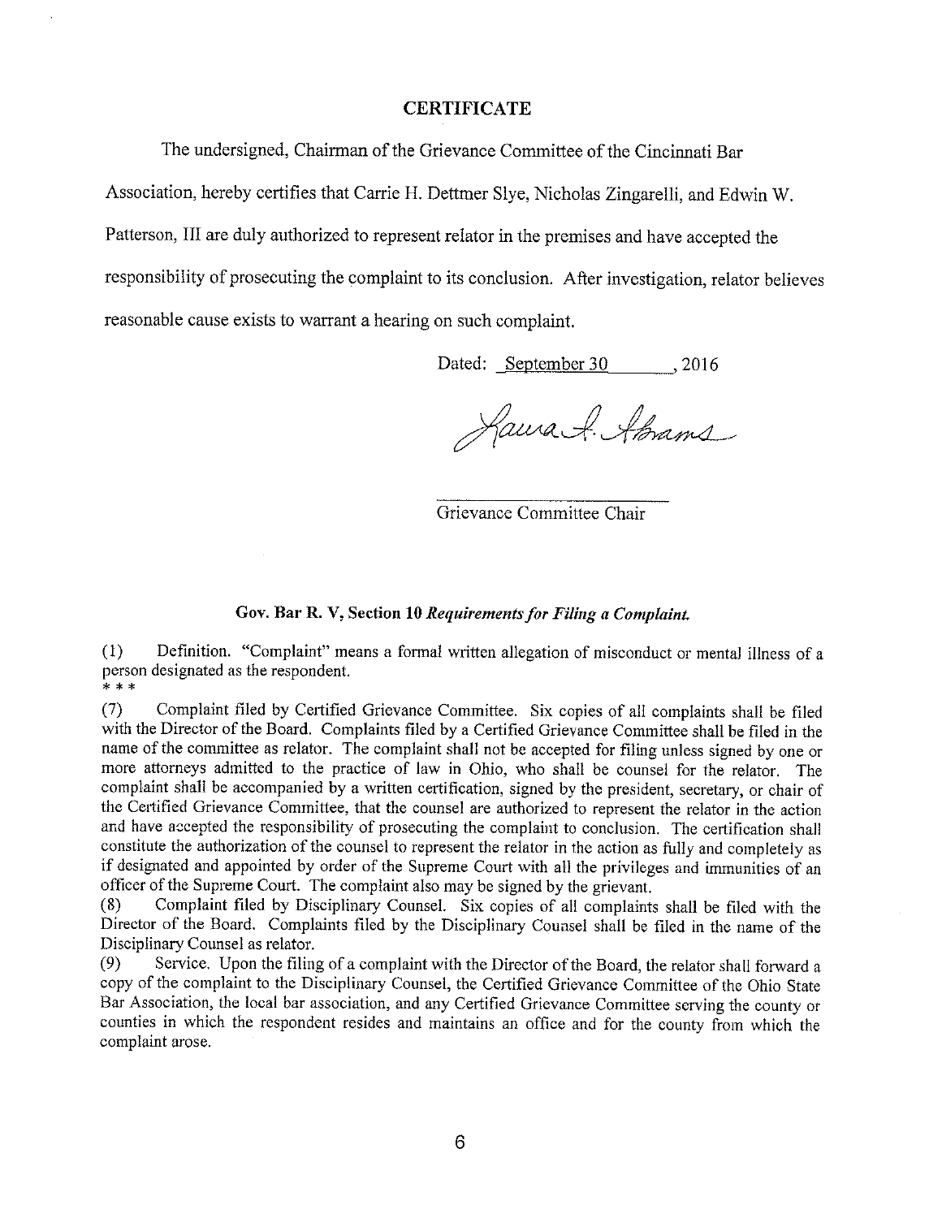## CERTIFICATE

The undersigned, Chairman of the Grievance Committee of the Cincinnati Bar Association, hereby certifies that Carrie H. Dettmer Slye, Nicholas Zingarelli, and Edwin W. Patterson, III are duly authorized to represent relator in the premises and have accepted the responsibility of prosecuting the complaint to its conclusion. After investigation, relator believes reasonable cause exists to warrant a hearing on such complaint.

Dated: September 30, 2016

Laura A. Abrams

Grievance Committee Chair

### Gov. Bar R. V, Section 10 *Requirements for Filing a Complaint.*

(1) Definition. "Complaint" means a formal written allegation of misconduct or mental illness of a person designated as the respondent.
* * *
(7) Complaint filed by Certified Grievance Committee. Six copies of all complaints shall be filed with the Director of the Board. Complaints filed by a Certified Grievance Committee shall be filed in the name of the committee as relator. The complaint shall not be accepted for filing unless signed by one or more attorneys admitted to the practice of law in Ohio, who shall be counsel for the relator. The complaint shall be accompanied by a written certification, signed by the president, secretary, or chair of the Certified Grievance Committee, that the counsel are authorized to represent the relator in the action and have accepted the responsibility of prosecuting the complaint to conclusion. The certification shall constitute the authorization of the counsel to represent the relator in the action as fully and completely as if designated and appointed by order of the Supreme Court with all the privileges and immunities of an officer of the Supreme Court. The complaint also may be signed by the grievant.
(8) Complaint filed by Disciplinary Counsel. Six copies of all complaints shall be filed with the Director of the Board. Complaints filed by the Disciplinary Counsel shall be filed in the name of the Disciplinary Counsel as relator.
(9) Service. Upon the filing of a complaint with the Director of the Board, the relator shall forward a copy of the complaint to the Disciplinary Counsel, the Certified Grievance Committee of the Ohio State Bar Association, the local bar association, and any Certified Grievance Committee serving the county or counties in which the respondent resides and maintains an office and for the county from which the complaint arose.